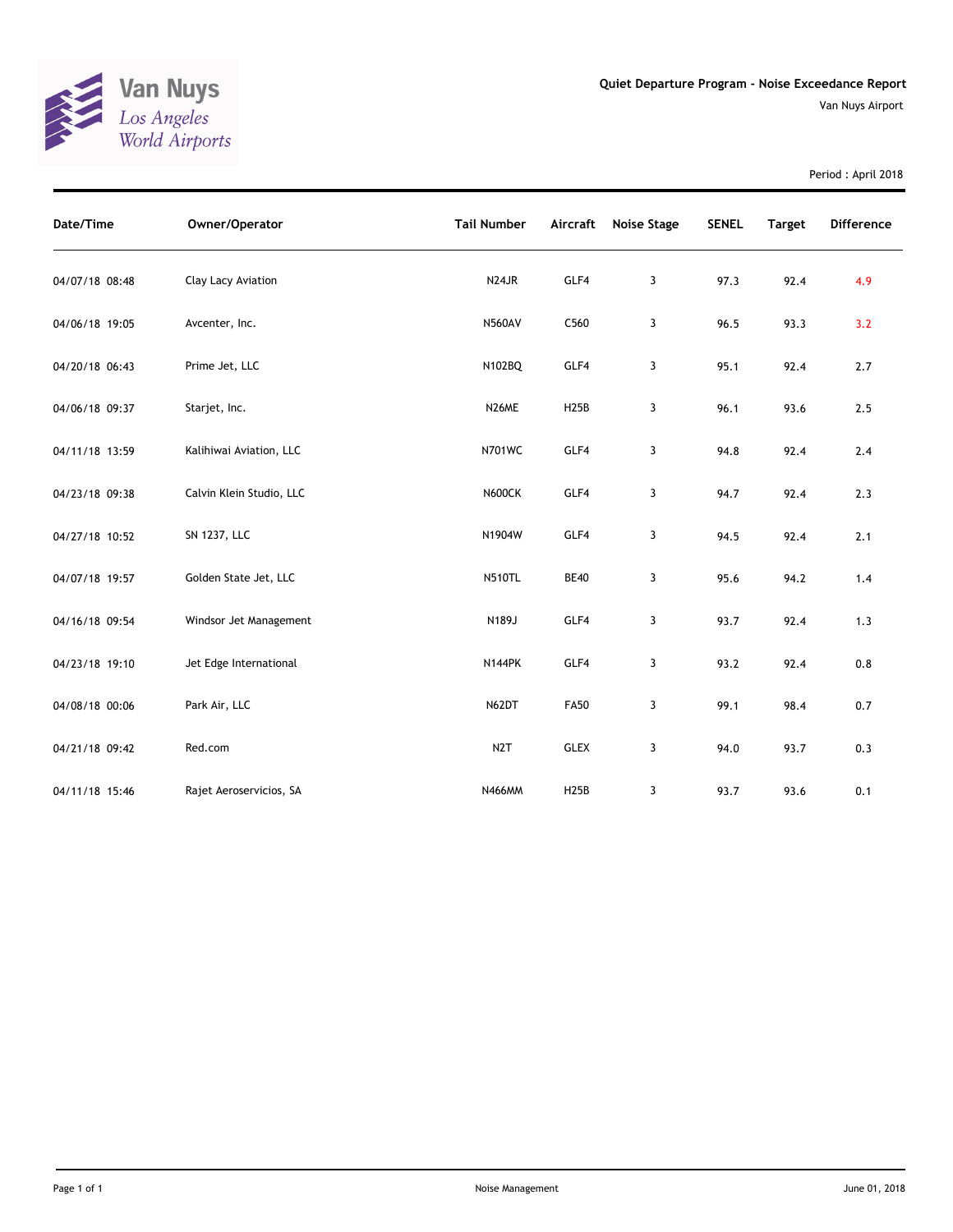Van Nuys
Los Angeles
World Airports

# Quiet Departure Program - Noise Exceedance Report

Van Nuys Airport

Period : April 2018

| Date/Time | Owner/Operator | Tail Number | Aircraft | Noise Stage | SENEL | Target | Difference |
|---|---|---|---|---|---|---|---|
| 04/07/18 08:48 | Clay Lacy Aviation | N24JR | GLF4 | 3 | 97.3 | 92.4 | 4.9 |
| 04/06/18 19:05 | Avcenter, Inc. | N560AV | C560 | 3 | 96.5 | 93.3 | 3.2 |
| 04/20/18 06:43 | Prime Jet, LLC | N102BQ | GLF4 | 3 | 95.1 | 92.4 | 2.7 |
| 04/06/18 09:37 | Starjet, Inc. | N26ME | H25B | 3 | 96.1 | 93.6 | 2.5 |
| 04/11/18 13:59 | Kalihiwai Aviation, LLC | N701WC | GLF4 | 3 | 94.8 | 92.4 | 2.4 |
| 04/23/18 09:38 | Calvin Klein Studio, LLC | N600CK | GLF4 | 3 | 94.7 | 92.4 | 2.3 |
| 04/27/18 10:52 | SN 1237, LLC | N1904W | GLF4 | 3 | 94.5 | 92.4 | 2.1 |
| 04/07/18 19:57 | Golden State Jet, LLC | N510TL | BE40 | 3 | 95.6 | 94.2 | 1.4 |
| 04/16/18 09:54 | Windsor Jet Management | N189J | GLF4 | 3 | 93.7 | 92.4 | 1.3 |
| 04/23/18 19:10 | Jet Edge International | N144PK | GLF4 | 3 | 93.2 | 92.4 | 0.8 |
| 04/08/18 00:06 | Park Air, LLC | N62DT | FA50 | 3 | 99.1 | 98.4 | 0.7 |
| 04/21/18 09:42 | Red.com | N2T | GLEX | 3 | 94.0 | 93.7 | 0.3 |
| 04/11/18 15:46 | Rajet Aeroservicios, SA | N466MM | H25B | 3 | 93.7 | 93.6 | 0.1 |

Noise Management

June 01, 2018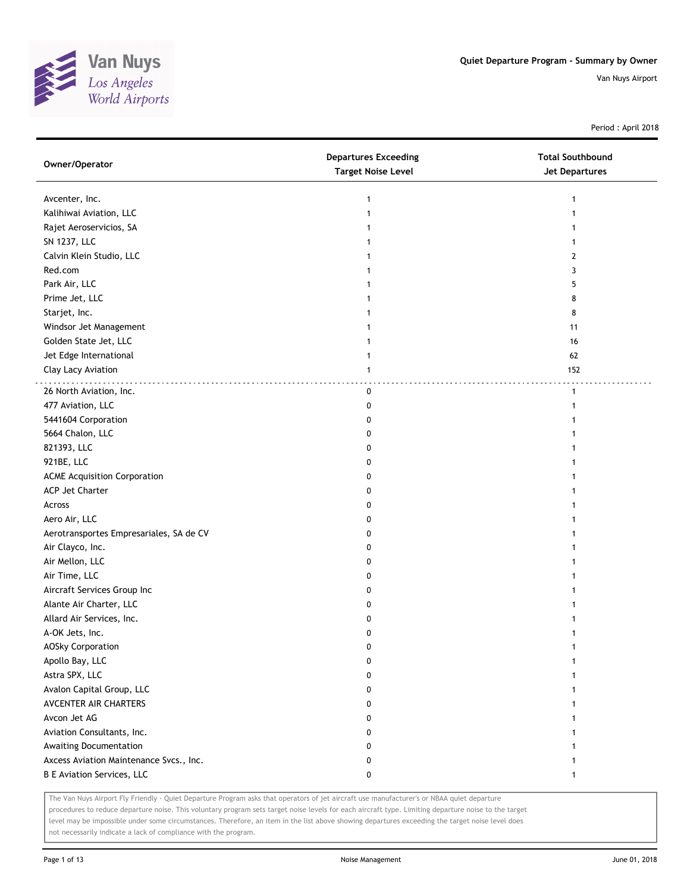# Quiet Departure Program - Summary by Owner

Van Nuys Airport

Period : April 2018

| Owner/Operator | Departures Exceeding Target Noise Level | Total Southbound Jet Departures |
|---|---|---|
| Avcenter, Inc. | 1 | 1 |
| Kalihiwai Aviation, LLC | 1 | 1 |
| Rajet Aeroservicios, SA | 1 | 1 |
| SN 1237, LLC | 1 | 1 |
| Calvin Klein Studio, LLC | 1 | 2 |
| Red.com | 1 | 3 |
| Park Air, LLC | 1 | 5 |
| Prime Jet, LLC | 1 | 8 |
| Starjet, Inc. | 1 | 8 |
| Windsor Jet Management | 1 | 11 |
| Golden State Jet, LLC | 1 | 16 |
| Jet Edge International | 1 | 62 |
| Clay Lacy Aviation | 1 | 152 |
| 26 North Aviation, Inc. | 0 | 1 |
| 477 Aviation, LLC | 0 | 1 |
| 5441604 Corporation | 0 | 1 |
| 5664 Chalon, LLC | 0 | 1 |
| 821393, LLC | 0 | 1 |
| 921BE, LLC | 0 | 1 |
| ACME Acquisition Corporation | 0 | 1 |
| ACP Jet Charter | 0 | 1 |
| Across | 0 | 1 |
| Aero Air, LLC | 0 | 1 |
| Aerotransportes Empresariales, SA de CV | 0 | 1 |
| Air Clayco, Inc. | 0 | 1 |
| Air Mellon, LLC | 0 | 1 |
| Air Time, LLC | 0 | 1 |
| Aircraft Services Group Inc | 0 | 1 |
| Alante Air Charter, LLC | 0 | 1 |
| Allard Air Services, Inc. | 0 | 1 |
| A-OK Jets, Inc. | 0 | 1 |
| AOSky Corporation | 0 | 1 |
| Apollo Bay, LLC | 0 | 1 |
| Astra SPX, LLC | 0 | 1 |
| Avalon Capital Group, LLC | 0 | 1 |
| AVCENTER AIR CHARTERS | 0 | 1 |
| Avcon Jet AG | 0 | 1 |
| Aviation Consultants, Inc. | 0 | 1 |
| Awaiting Documentation | 0 | 1 |
| Axcess Aviation Maintenance Svcs., Inc. | 0 | 1 |
| B E Aviation Services, LLC | 0 | 1 |

The Van Nuys Airport Fly Friendly - Quiet Departure Program asks that operators of jet aircraft use manufacturer's or NBAA quiet departure procedures to reduce departure noise. This voluntary program sets target noise levels for each aircraft type. Limiting departure noise to the target level may be impossible under some circumstances. Therefore, an item in the list above showing departures exceeding the target noise level does not necessarily indicate a lack of compliance with the program.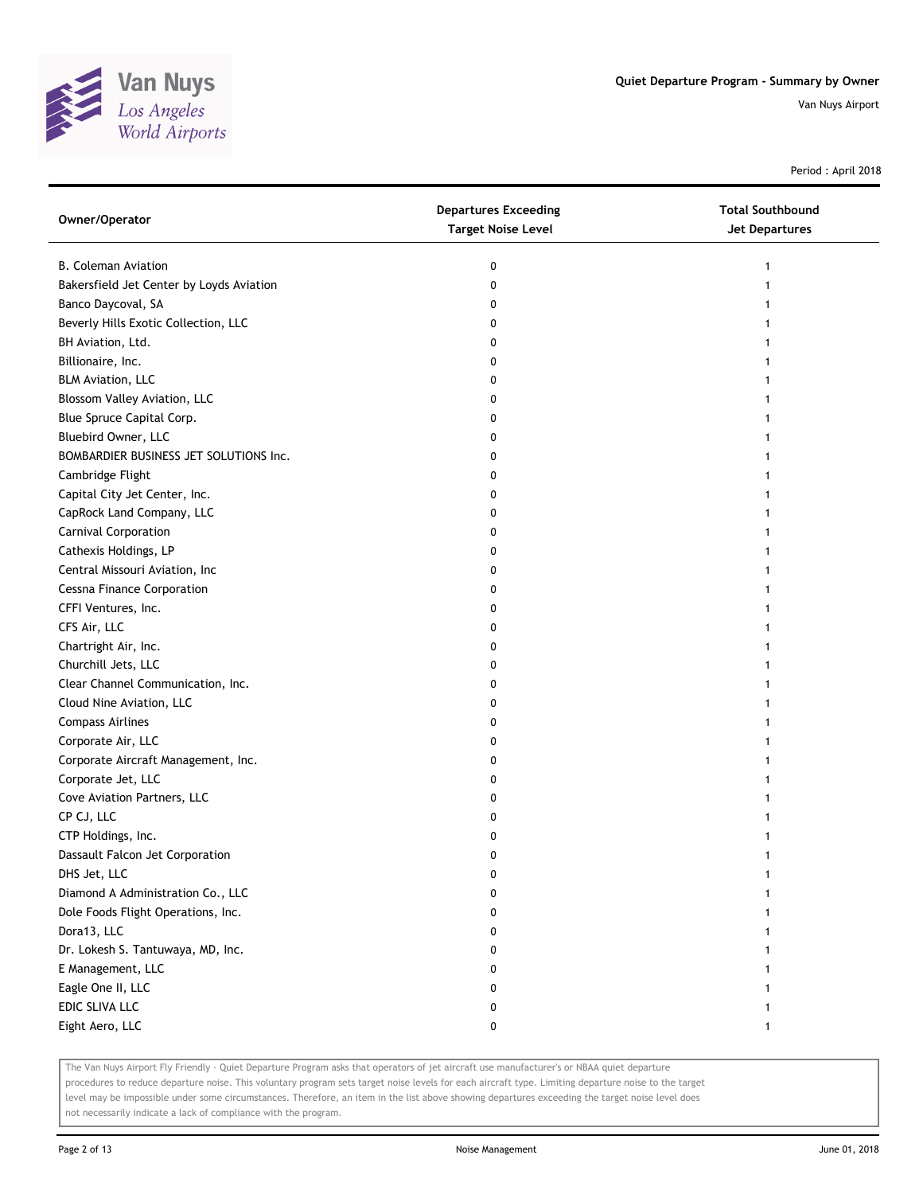Van Nuys
*Los Angeles World Airports*

**Quiet Departure Program - Summary by Owner**

Van Nuys Airport

Period : April 2018

| Owner/Operator | Departures Exceeding Target Noise Level | Total Southbound Jet Departures |
|---|---|---|
| B. Coleman Aviation | 0 | 1 |
| Bakersfield Jet Center by Loyds Aviation | 0 | 1 |
| Banco Daycoval, SA | 0 | 1 |
| Beverly Hills Exotic Collection, LLC | 0 | 1 |
| BH Aviation, Ltd. | 0 | 1 |
| Billionaire, Inc. | 0 | 1 |
| BLM Aviation, LLC | 0 | 1 |
| Blossom Valley Aviation, LLC | 0 | 1 |
| Blue Spruce Capital Corp. | 0 | 1 |
| Bluebird Owner, LLC | 0 | 1 |
| BOMBARDIER BUSINESS JET SOLUTIONS Inc. | 0 | 1 |
| Cambridge Flight | 0 | 1 |
| Capital City Jet Center, Inc. | 0 | 1 |
| CapRock Land Company, LLC | 0 | 1 |
| Carnival Corporation | 0 | 1 |
| Cathexis Holdings, LP | 0 | 1 |
| Central Missouri Aviation, Inc | 0 | 1 |
| Cessna Finance Corporation | 0 | 1 |
| CFFI Ventures, Inc. | 0 | 1 |
| CFS Air, LLC | 0 | 1 |
| Chartright Air, Inc. | 0 | 1 |
| Churchill Jets, LLC | 0 | 1 |
| Clear Channel Communication, Inc. | 0 | 1 |
| Cloud Nine Aviation, LLC | 0 | 1 |
| Compass Airlines | 0 | 1 |
| Corporate Air, LLC | 0 | 1 |
| Corporate Aircraft Management, Inc. | 0 | 1 |
| Corporate Jet, LLC | 0 | 1 |
| Cove Aviation Partners, LLC | 0 | 1 |
| CP CJ, LLC | 0 | 1 |
| CTP Holdings, Inc. | 0 | 1 |
| Dassault Falcon Jet Corporation | 0 | 1 |
| DHS Jet, LLC | 0 | 1 |
| Diamond A Administration Co., LLC | 0 | 1 |
| Dole Foods Flight Operations, Inc. | 0 | 1 |
| Dora13, LLC | 0 | 1 |
| Dr. Lokesh S. Tantuwaya, MD, Inc. | 0 | 1 |
| E Management, LLC | 0 | 1 |
| Eagle One II, LLC | 0 | 1 |
| EDIC SLIVA LLC | 0 | 1 |
| Eight Aero, LLC | 0 | 1 |

The Van Nuys Airport Fly Friendly - Quiet Departure Program asks that operators of jet aircraft use manufacturer's or NBAA quiet departure procedures to reduce departure noise. This voluntary program sets target noise levels for each aircraft type. Limiting departure noise to the target level may be impossible under some circumstances. Therefore, an item in the list above showing departures exceeding the target noise level does not necessarily indicate a lack of compliance with the program.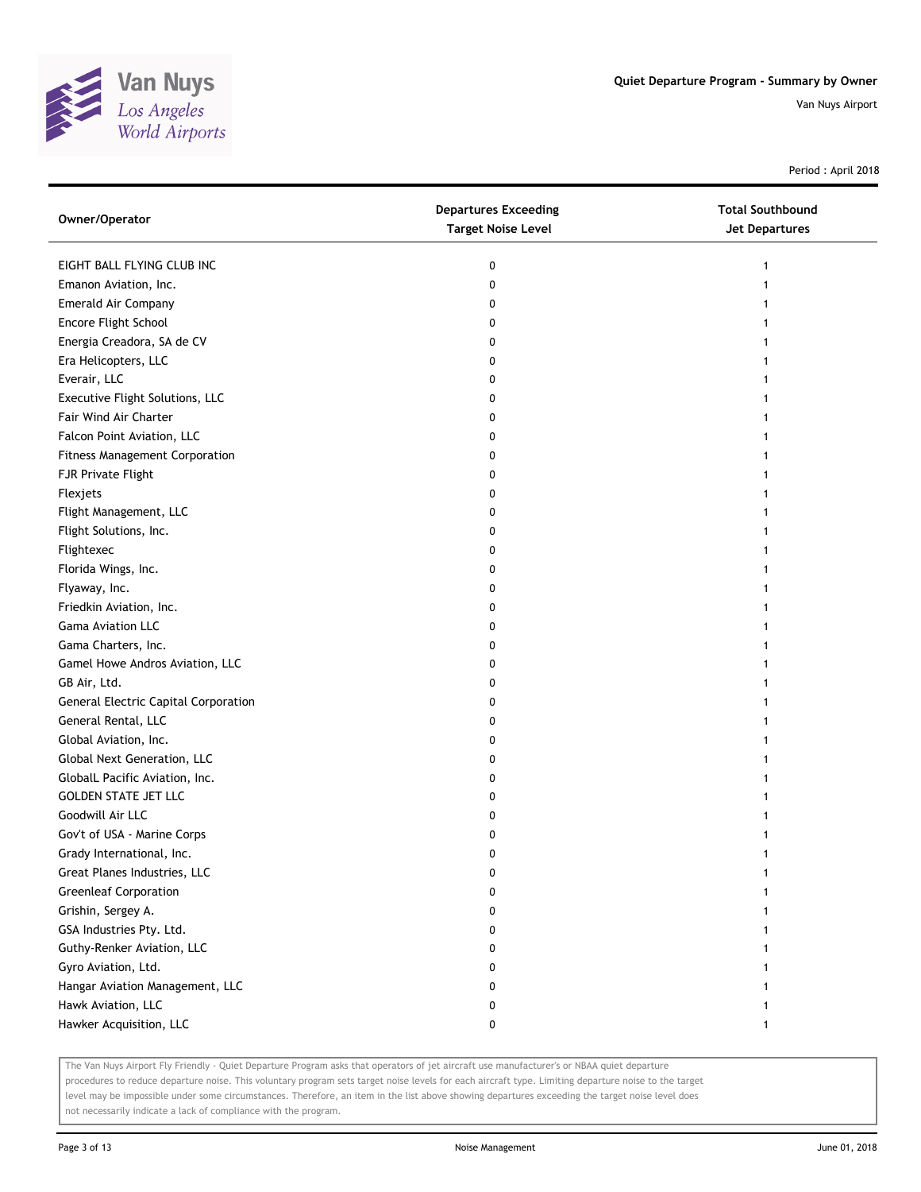# Quiet Departure Program - Summary by Owner

Van Nuys Airport

Period : April 2018

| Owner/Operator | Departures Exceeding Target Noise Level | Total Southbound Jet Departures |
|---|---|---|
| EIGHT BALL FLYING CLUB INC | 0 | 1 |
| Emanon Aviation, Inc. | 0 | 1 |
| Emerald Air Company | 0 | 1 |
| Encore Flight School | 0 | 1 |
| Energia Creadora, SA de CV | 0 | 1 |
| Era Helicopters, LLC | 0 | 1 |
| Everair, LLC | 0 | 1 |
| Executive Flight Solutions, LLC | 0 | 1 |
| Fair Wind Air Charter | 0 | 1 |
| Falcon Point Aviation, LLC | 0 | 1 |
| Fitness Management Corporation | 0 | 1 |
| FJR Private Flight | 0 | 1 |
| Flexjets | 0 | 1 |
| Flight Management, LLC | 0 | 1 |
| Flight Solutions, Inc. | 0 | 1 |
| Flightexec | 0 | 1 |
| Florida Wings, Inc. | 0 | 1 |
| Flyaway, Inc. | 0 | 1 |
| Friedkin Aviation, Inc. | 0 | 1 |
| Gama Aviation LLC | 0 | 1 |
| Gama Charters, Inc. | 0 | 1 |
| Gamel Howe Andros Aviation, LLC | 0 | 1 |
| GB Air, Ltd. | 0 | 1 |
| General Electric Capital Corporation | 0 | 1 |
| General Rental, LLC | 0 | 1 |
| Global Aviation, Inc. | 0 | 1 |
| Global Next Generation, LLC | 0 | 1 |
| GlobalL Pacific Aviation, Inc. | 0 | 1 |
| GOLDEN STATE JET LLC | 0 | 1 |
| Goodwill Air LLC | 0 | 1 |
| Gov't of USA - Marine Corps | 0 | 1 |
| Grady International, Inc. | 0 | 1 |
| Great Planes Industries, LLC | 0 | 1 |
| Greenleaf Corporation | 0 | 1 |
| Grishin, Sergey A. | 0 | 1 |
| GSA Industries Pty. Ltd. | 0 | 1 |
| Guthy-Renker Aviation, LLC | 0 | 1 |
| Gyro Aviation, Ltd. | 0 | 1 |
| Hangar Aviation Management, LLC | 0 | 1 |
| Hawk Aviation, LLC | 0 | 1 |
| Hawker Acquisition, LLC | 0 | 1 |

The Van Nuys Airport Fly Friendly - Quiet Departure Program asks that operators of jet aircraft use manufacturer's or NBAA quiet departure procedures to reduce departure noise. This voluntary program sets target noise levels for each aircraft type. Limiting departure noise to the target level may be impossible under some circumstances. Therefore, an item in the list above showing departures exceeding the target noise level does not necessarily indicate a lack of compliance with the program.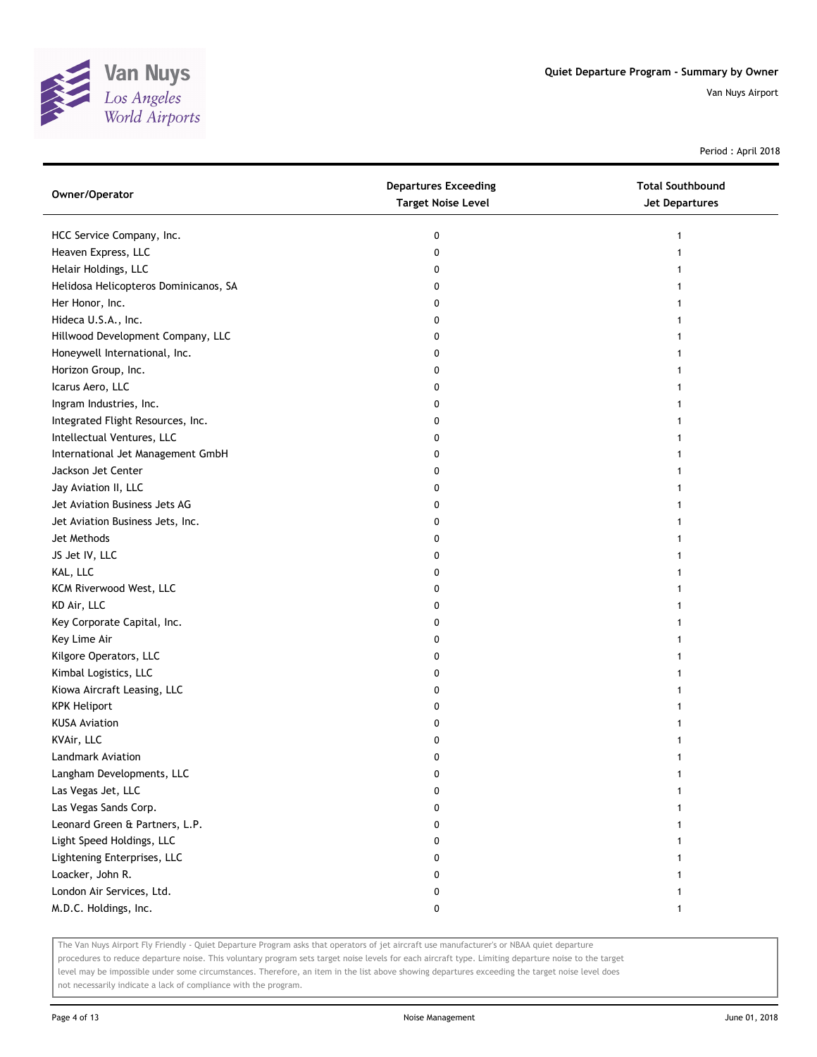# Quiet Departure Program - Summary by Owner

Van Nuys Airport

Period : April 2018

| Owner/Operator | Departures Exceeding Target Noise Level | Total Southbound Jet Departures |
|---|---|---|
| HCC Service Company, Inc. | 0 | 1 |
| Heaven Express, LLC | 0 | 1 |
| Helair Holdings, LLC | 0 | 1 |
| Helidosa Helicopteros Dominicanos, SA | 0 | 1 |
| Her Honor, Inc. | 0 | 1 |
| Hideca U.S.A., Inc. | 0 | 1 |
| Hillwood Development Company, LLC | 0 | 1 |
| Honeywell International, Inc. | 0 | 1 |
| Horizon Group, Inc. | 0 | 1 |
| Icarus Aero, LLC | 0 | 1 |
| Ingram Industries, Inc. | 0 | 1 |
| Integrated Flight Resources, Inc. | 0 | 1 |
| Intellectual Ventures, LLC | 0 | 1 |
| International Jet Management GmbH | 0 | 1 |
| Jackson Jet Center | 0 | 1 |
| Jay Aviation II, LLC | 0 | 1 |
| Jet Aviation Business Jets AG | 0 | 1 |
| Jet Aviation Business Jets, Inc. | 0 | 1 |
| Jet Methods | 0 | 1 |
| JS Jet IV, LLC | 0 | 1 |
| KAL, LLC | 0 | 1 |
| KCM Riverwood West, LLC | 0 | 1 |
| KD Air, LLC | 0 | 1 |
| Key Corporate Capital, Inc. | 0 | 1 |
| Key Lime Air | 0 | 1 |
| Kilgore Operators, LLC | 0 | 1 |
| Kimbal Logistics, LLC | 0 | 1 |
| Kiowa Aircraft Leasing, LLC | 0 | 1 |
| KPK Heliport | 0 | 1 |
| KUSA Aviation | 0 | 1 |
| KVAir, LLC | 0 | 1 |
| Landmark Aviation | 0 | 1 |
| Langham Developments, LLC | 0 | 1 |
| Las Vegas Jet, LLC | 0 | 1 |
| Las Vegas Sands Corp. | 0 | 1 |
| Leonard Green & Partners, L.P. | 0 | 1 |
| Light Speed Holdings, LLC | 0 | 1 |
| Lightening Enterprises, LLC | 0 | 1 |
| Loacker, John R. | 0 | 1 |
| London Air Services, Ltd. | 0 | 1 |
| M.D.C. Holdings, Inc. | 0 | 1 |

The Van Nuys Airport Fly Friendly - Quiet Departure Program asks that operators of jet aircraft use manufacturer's or NBAA quiet departure procedures to reduce departure noise. This voluntary program sets target noise levels for each aircraft type. Limiting departure noise to the target level may be impossible under some circumstances. Therefore, an item in the list above showing departures exceeding the target noise level does not necessarily indicate a lack of compliance with the program.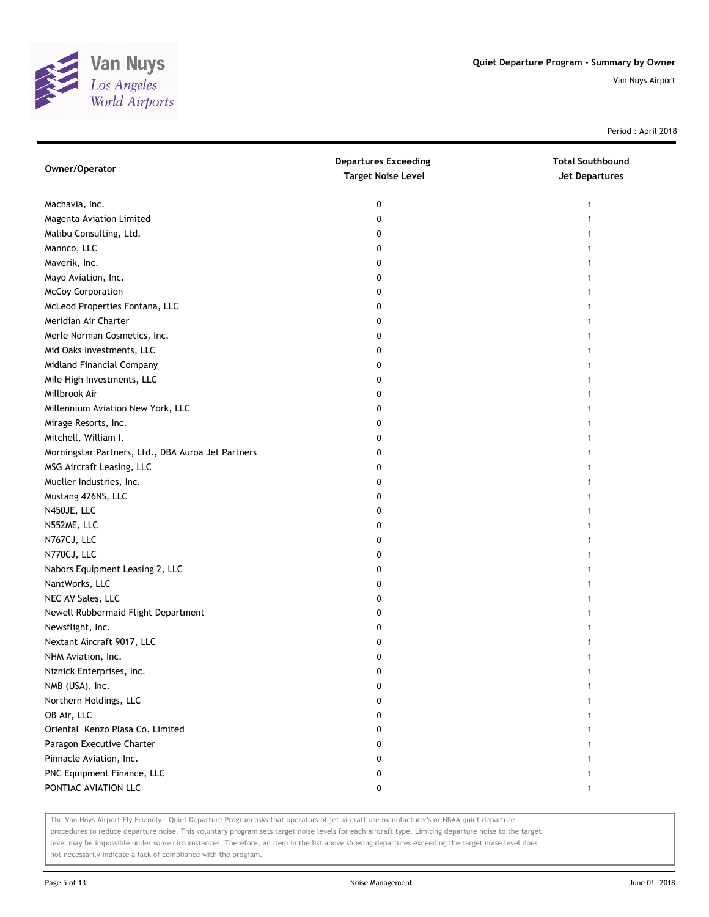Period : April 2018

| Owner/Operator | Departures Exceeding Target Noise Level | Total Southbound Jet Departures |
|---|---|---|
| Machavia, Inc. | 0 | 1 |
| Magenta Aviation Limited | 0 | 1 |
| Malibu Consulting, Ltd. | 0 | 1 |
| Mannco, LLC | 0 | 1 |
| Maverik, Inc. | 0 | 1 |
| Mayo Aviation, Inc. | 0 | 1 |
| McCoy Corporation | 0 | 1 |
| McLeod Properties Fontana, LLC | 0 | 1 |
| Meridian Air Charter | 0 | 1 |
| Merle Norman Cosmetics, Inc. | 0 | 1 |
| Mid Oaks Investments, LLC | 0 | 1 |
| Midland Financial Company | 0 | 1 |
| Mile High Investments, LLC | 0 | 1 |
| Millbrook Air | 0 | 1 |
| Millennium Aviation New York, LLC | 0 | 1 |
| Mirage Resorts, Inc. | 0 | 1 |
| Mitchell, William I. | 0 | 1 |
| Morningstar Partners, Ltd., DBA Auroa Jet Partners | 0 | 1 |
| MSG Aircraft Leasing, LLC | 0 | 1 |
| Mueller Industries, Inc. | 0 | 1 |
| Mustang 426NS, LLC | 0 | 1 |
| N450JE, LLC | 0 | 1 |
| N552ME, LLC | 0 | 1 |
| N767CJ, LLC | 0 | 1 |
| N770CJ, LLC | 0 | 1 |
| Nabors Equipment Leasing 2, LLC | 0 | 1 |
| NantWorks, LLC | 0 | 1 |
| NEC AV Sales, LLC | 0 | 1 |
| Newell Rubbermaid Flight Department | 0 | 1 |
| Newsflight, Inc. | 0 | 1 |
| Nextant Aircraft 9017, LLC | 0 | 1 |
| NHM Aviation, Inc. | 0 | 1 |
| Niznick Enterprises, Inc. | 0 | 1 |
| NMB (USA), Inc. | 0 | 1 |
| Northern Holdings, LLC | 0 | 1 |
| OB Air, LLC | 0 | 1 |
| Oriental Kenzo Plasa Co. Limited | 0 | 1 |
| Paragon Executive Charter | 0 | 1 |
| Pinnacle Aviation, Inc. | 0 | 1 |
| PNC Equipment Finance, LLC | 0 | 1 |
| PONTIAC AVIATION LLC | 0 | 1 |

The Van Nuys Airport Fly Friendly - Quiet Departure Program asks that operators of jet aircraft use manufacturer's or NBAA quiet departure procedures to reduce departure noise. This voluntary program sets target noise levels for each aircraft type. Limiting departure noise to the target level may be impossible under some circumstances. Therefore, an item in the list above showing departures exceeding the target noise level does not necessarily indicate a lack of compliance with the program.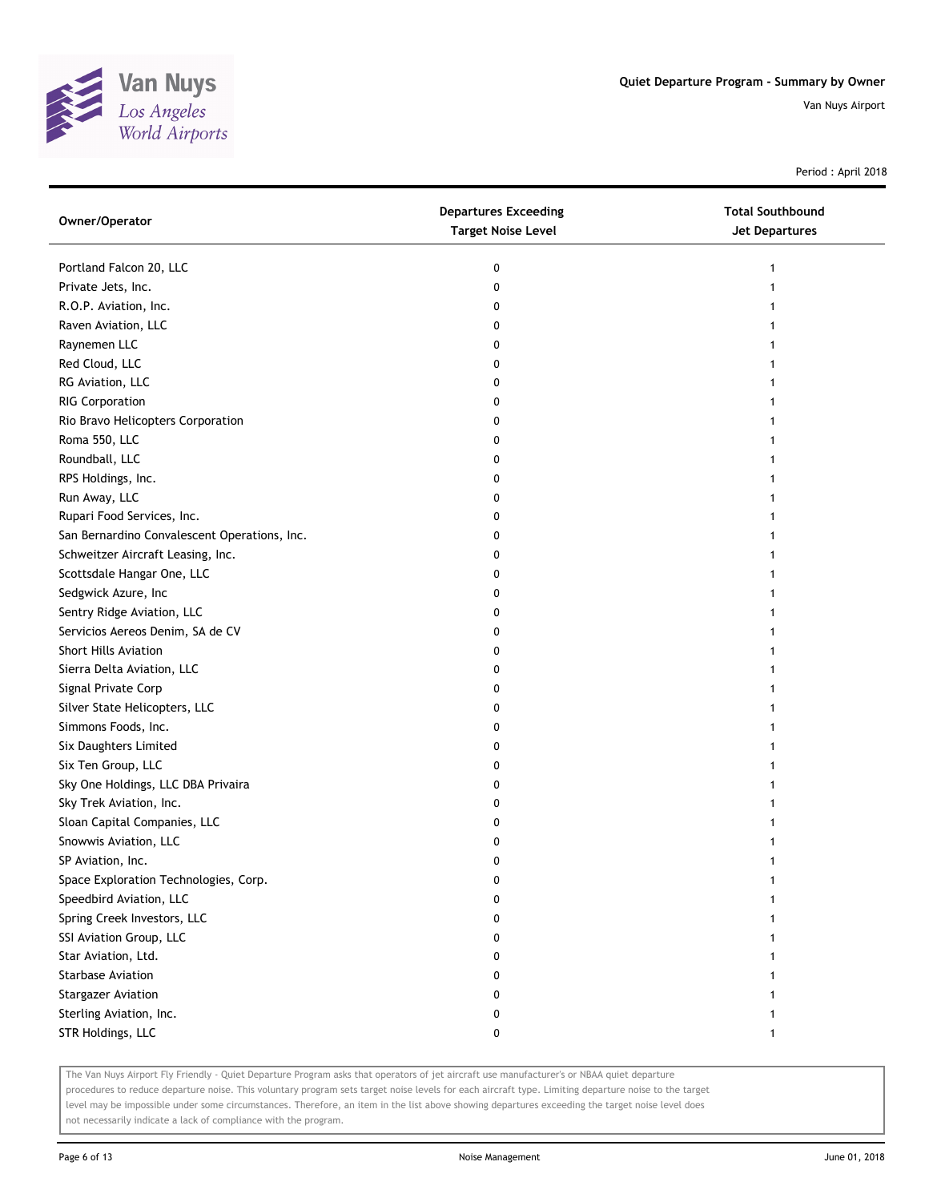# Quiet Departure Program - Summary by Owner

Van Nuys Airport

Period : April 2018

| Owner/Operator | Departures Exceeding Target Noise Level | Total Southbound Jet Departures |
|---|---|---|
| Portland Falcon 20, LLC | 0 | 1 |
| Private Jets, Inc. | 0 | 1 |
| R.O.P. Aviation, Inc. | 0 | 1 |
| Raven Aviation, LLC | 0 | 1 |
| Raynemen LLC | 0 | 1 |
| Red Cloud, LLC | 0 | 1 |
| RG Aviation, LLC | 0 | 1 |
| RIG Corporation | 0 | 1 |
| Rio Bravo Helicopters Corporation | 0 | 1 |
| Roma 550, LLC | 0 | 1 |
| Roundball, LLC | 0 | 1 |
| RPS Holdings, Inc. | 0 | 1 |
| Run Away, LLC | 0 | 1 |
| Rupari Food Services, Inc. | 0 | 1 |
| San Bernardino Convalescent Operations, Inc. | 0 | 1 |
| Schweitzer Aircraft Leasing, Inc. | 0 | 1 |
| Scottsdale Hangar One, LLC | 0 | 1 |
| Sedgwick Azure, Inc | 0 | 1 |
| Sentry Ridge Aviation, LLC | 0 | 1 |
| Servicios Aereos Denim, SA de CV | 0 | 1 |
| Short Hills Aviation | 0 | 1 |
| Sierra Delta Aviation, LLC | 0 | 1 |
| Signal Private Corp | 0 | 1 |
| Silver State Helicopters, LLC | 0 | 1 |
| Simmons Foods, Inc. | 0 | 1 |
| Six Daughters Limited | 0 | 1 |
| Six Ten Group, LLC | 0 | 1 |
| Sky One Holdings, LLC DBA Privaira | 0 | 1 |
| Sky Trek Aviation, Inc. | 0 | 1 |
| Sloan Capital Companies, LLC | 0 | 1 |
| Snowwis Aviation, LLC | 0 | 1 |
| SP Aviation, Inc. | 0 | 1 |
| Space Exploration Technologies, Corp. | 0 | 1 |
| Speedbird Aviation, LLC | 0 | 1 |
| Spring Creek Investors, LLC | 0 | 1 |
| SSI Aviation Group, LLC | 0 | 1 |
| Star Aviation, Ltd. | 0 | 1 |
| Starbase Aviation | 0 | 1 |
| Stargazer Aviation | 0 | 1 |
| Sterling Aviation, Inc. | 0 | 1 |
| STR Holdings, LLC | 0 | 1 |

The Van Nuys Airport Fly Friendly - Quiet Departure Program asks that operators of jet aircraft use manufacturer's or NBAA quiet departure procedures to reduce departure noise. This voluntary program sets target noise levels for each aircraft type. Limiting departure noise to the target level may be impossible under some circumstances. Therefore, an item in the list above showing departures exceeding the target noise level does not necessarily indicate a lack of compliance with the program.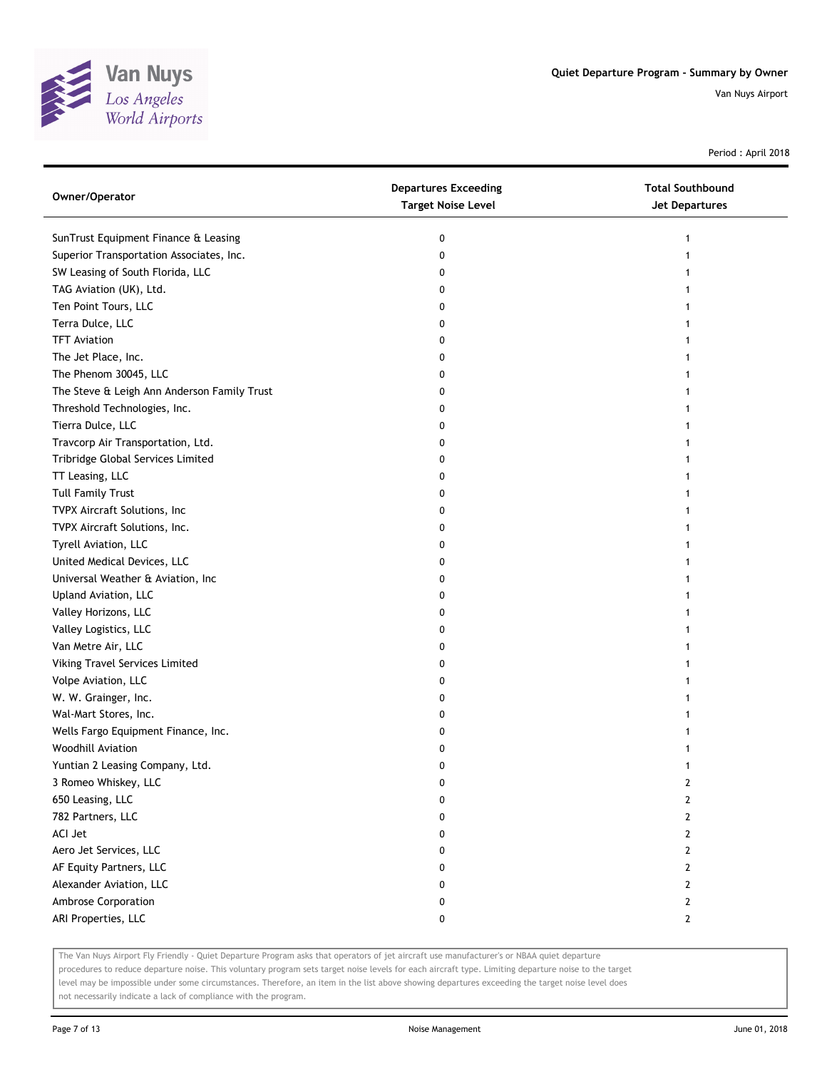Period : April 2018

| Owner/Operator | Departures Exceeding Target Noise Level | Total Southbound Jet Departures |
|---|---|---|
| SunTrust Equipment Finance & Leasing | 0 | 1 |
| Superior Transportation Associates, Inc. | 0 | 1 |
| SW Leasing of South Florida, LLC | 0 | 1 |
| TAG Aviation (UK), Ltd. | 0 | 1 |
| Ten Point Tours, LLC | 0 | 1 |
| Terra Dulce, LLC | 0 | 1 |
| TFT Aviation | 0 | 1 |
| The Jet Place, Inc. | 0 | 1 |
| The Phenom 30045, LLC | 0 | 1 |
| The Steve & Leigh Ann Anderson Family Trust | 0 | 1 |
| Threshold Technologies, Inc. | 0 | 1 |
| Tierra Dulce, LLC | 0 | 1 |
| Travcorp Air Transportation, Ltd. | 0 | 1 |
| Tribridge Global Services Limited | 0 | 1 |
| TT Leasing, LLC | 0 | 1 |
| Tull Family Trust | 0 | 1 |
| TVPX Aircraft Solutions, Inc | 0 | 1 |
| TVPX Aircraft Solutions, Inc. | 0 | 1 |
| Tyrell Aviation, LLC | 0 | 1 |
| United Medical Devices, LLC | 0 | 1 |
| Universal Weather & Aviation, Inc | 0 | 1 |
| Upland Aviation, LLC | 0 | 1 |
| Valley Horizons, LLC | 0 | 1 |
| Valley Logistics, LLC | 0 | 1 |
| Van Metre Air, LLC | 0 | 1 |
| Viking Travel Services Limited | 0 | 1 |
| Volpe Aviation, LLC | 0 | 1 |
| W. W. Grainger, Inc. | 0 | 1 |
| Wal-Mart Stores, Inc. | 0 | 1 |
| Wells Fargo Equipment Finance, Inc. | 0 | 1 |
| Woodhill Aviation | 0 | 1 |
| Yuntian 2 Leasing Company, Ltd. | 0 | 1 |
| 3 Romeo Whiskey, LLC | 0 | 2 |
| 650 Leasing, LLC | 0 | 2 |
| 782 Partners, LLC | 0 | 2 |
| ACI Jet | 0 | 2 |
| Aero Jet Services, LLC | 0 | 2 |
| AF Equity Partners, LLC | 0 | 2 |
| Alexander Aviation, LLC | 0 | 2 |
| Ambrose Corporation | 0 | 2 |
| ARI Properties, LLC | 0 | 2 |

The Van Nuys Airport Fly Friendly - Quiet Departure Program asks that operators of jet aircraft use manufacturer's or NBAA quiet departure procedures to reduce departure noise. This voluntary program sets target noise levels for each aircraft type. Limiting departure noise to the target level may be impossible under some circumstances. Therefore, an item in the list above showing departures exceeding the target noise level does not necessarily indicate a lack of compliance with the program.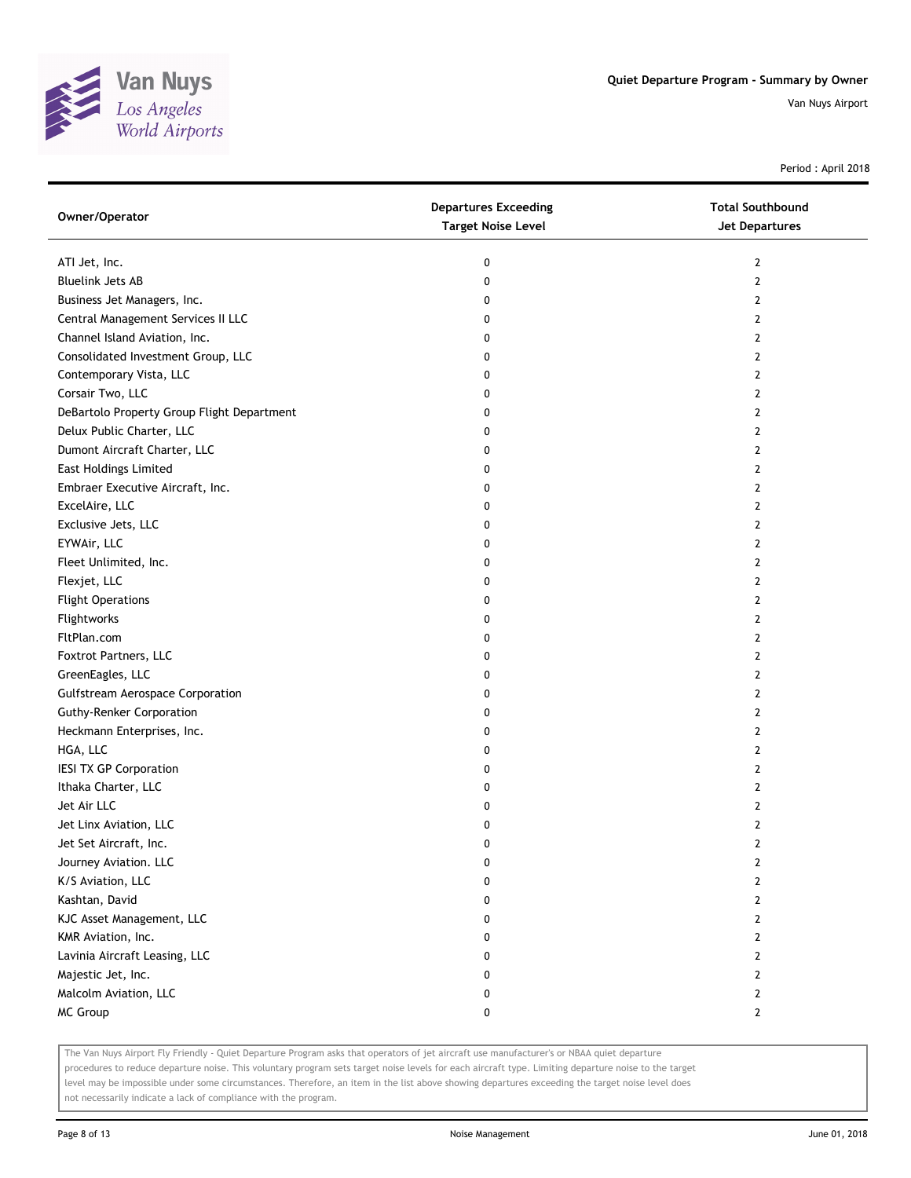# Quiet Departure Program - Summary by Owner

Van Nuys Airport

Period : April 2018

| Owner/Operator | Departures Exceeding Target Noise Level | Total Southbound Jet Departures |
|---|---|---|
| ATI Jet, Inc. | 0 | 2 |
| Bluelink Jets AB | 0 | 2 |
| Business Jet Managers, Inc. | 0 | 2 |
| Central Management Services II LLC | 0 | 2 |
| Channel Island Aviation, Inc. | 0 | 2 |
| Consolidated Investment Group, LLC | 0 | 2 |
| Contemporary Vista, LLC | 0 | 2 |
| Corsair Two, LLC | 0 | 2 |
| DeBartolo Property Group Flight Department | 0 | 2 |
| Delux Public Charter, LLC | 0 | 2 |
| Dumont Aircraft Charter, LLC | 0 | 2 |
| East Holdings Limited | 0 | 2 |
| Embraer Executive Aircraft, Inc. | 0 | 2 |
| ExcelAire, LLC | 0 | 2 |
| Exclusive Jets, LLC | 0 | 2 |
| EYWAir, LLC | 0 | 2 |
| Fleet Unlimited, Inc. | 0 | 2 |
| Flexjet, LLC | 0 | 2 |
| Flight Operations | 0 | 2 |
| Flightworks | 0 | 2 |
| FltPlan.com | 0 | 2 |
| Foxtrot Partners, LLC | 0 | 2 |
| GreenEagles, LLC | 0 | 2 |
| Gulfstream Aerospace Corporation | 0 | 2 |
| Guthy-Renker Corporation | 0 | 2 |
| Heckmann Enterprises, Inc. | 0 | 2 |
| HGA, LLC | 0 | 2 |
| IESI TX GP Corporation | 0 | 2 |
| Ithaka Charter, LLC | 0 | 2 |
| Jet Air LLC | 0 | 2 |
| Jet Linx Aviation, LLC | 0 | 2 |
| Jet Set Aircraft, Inc. | 0 | 2 |
| Journey Aviation. LLC | 0 | 2 |
| K/S Aviation, LLC | 0 | 2 |
| Kashtan, David | 0 | 2 |
| KJC Asset Management, LLC | 0 | 2 |
| KMR Aviation, Inc. | 0 | 2 |
| Lavinia Aircraft Leasing, LLC | 0 | 2 |
| Majestic Jet, Inc. | 0 | 2 |
| Malcolm Aviation, LLC | 0 | 2 |
| MC Group | 0 | 2 |

The Van Nuys Airport Fly Friendly - Quiet Departure Program asks that operators of jet aircraft use manufacturer's or NBAA quiet departure procedures to reduce departure noise. This voluntary program sets target noise levels for each aircraft type. Limiting departure noise to the target level may be impossible under some circumstances. Therefore, an item in the list above showing departures exceeding the target noise level does not necessarily indicate a lack of compliance with the program.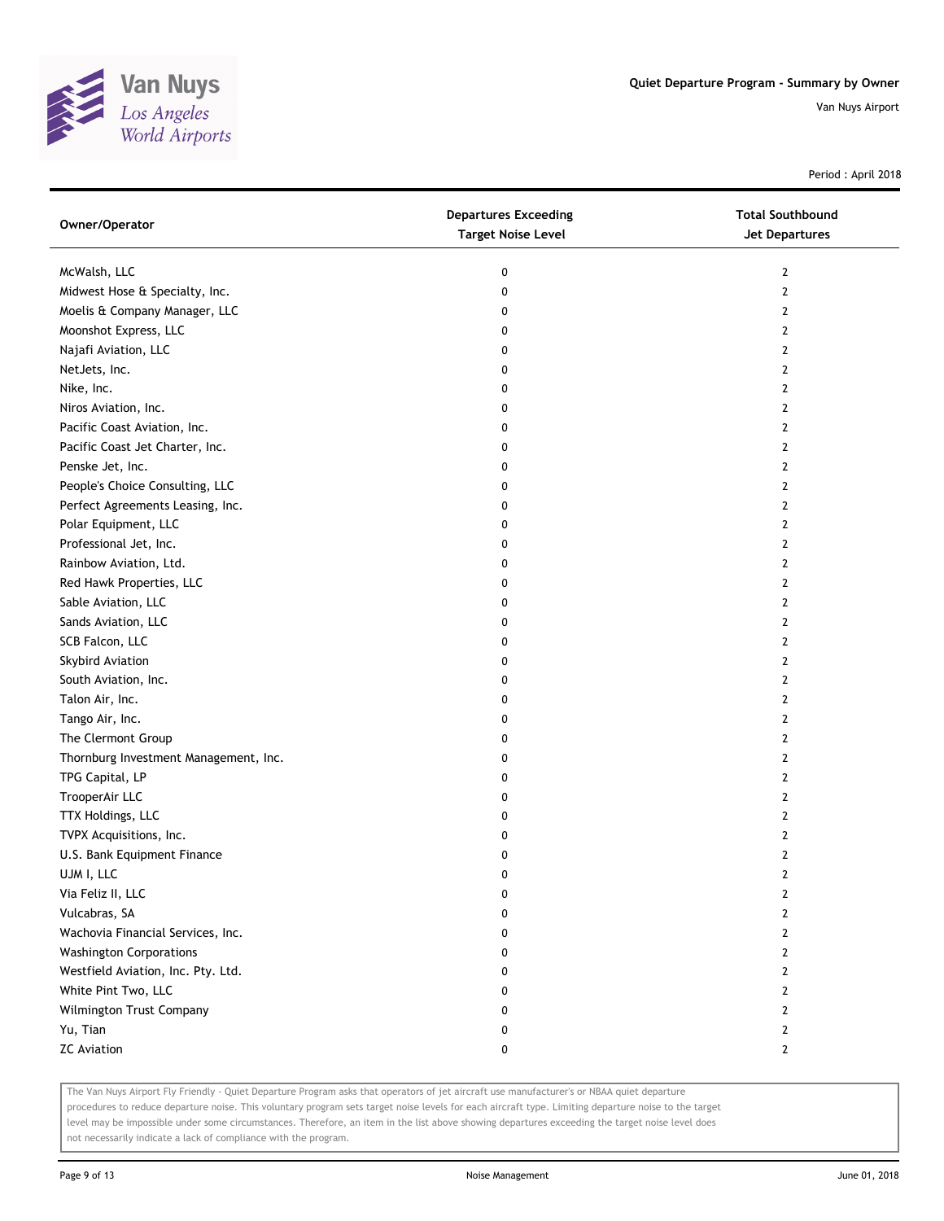## Quiet Departure Program - Summary by Owner

Van Nuys Airport

Period : April 2018

| Owner/Operator | Departures Exceeding Target Noise Level | Total Southbound Jet Departures |
|---|---|---|
| McWalsh, LLC | 0 | 2 |
| Midwest Hose & Specialty, Inc. | 0 | 2 |
| Moelis & Company Manager, LLC | 0 | 2 |
| Moonshot Express, LLC | 0 | 2 |
| Najafi Aviation, LLC | 0 | 2 |
| NetJets, Inc. | 0 | 2 |
| Nike, Inc. | 0 | 2 |
| Niros Aviation, Inc. | 0 | 2 |
| Pacific Coast Aviation, Inc. | 0 | 2 |
| Pacific Coast Jet Charter, Inc. | 0 | 2 |
| Penske Jet, Inc. | 0 | 2 |
| People's Choice Consulting, LLC | 0 | 2 |
| Perfect Agreements Leasing, Inc. | 0 | 2 |
| Polar Equipment, LLC | 0 | 2 |
| Professional Jet, Inc. | 0 | 2 |
| Rainbow Aviation, Ltd. | 0 | 2 |
| Red Hawk Properties, LLC | 0 | 2 |
| Sable Aviation, LLC | 0 | 2 |
| Sands Aviation, LLC | 0 | 2 |
| SCB Falcon, LLC | 0 | 2 |
| Skybird Aviation | 0 | 2 |
| South Aviation, Inc. | 0 | 2 |
| Talon Air, Inc. | 0 | 2 |
| Tango Air, Inc. | 0 | 2 |
| The Clermont Group | 0 | 2 |
| Thornburg Investment Management, Inc. | 0 | 2 |
| TPG Capital, LP | 0 | 2 |
| TrooperAir LLC | 0 | 2 |
| TTX Holdings, LLC | 0 | 2 |
| TVPX Acquisitions, Inc. | 0 | 2 |
| U.S. Bank Equipment Finance | 0 | 2 |
| UJM I, LLC | 0 | 2 |
| Via Feliz II, LLC | 0 | 2 |
| Vulcabras, SA | 0 | 2 |
| Wachovia Financial Services, Inc. | 0 | 2 |
| Washington Corporations | 0 | 2 |
| Westfield Aviation, Inc. Pty. Ltd. | 0 | 2 |
| White Pint Two, LLC | 0 | 2 |
| Wilmington Trust Company | 0 | 2 |
| Yu, Tian | 0 | 2 |
| ZC Aviation | 0 | 2 |

The Van Nuys Airport Fly Friendly - Quiet Departure Program asks that operators of jet aircraft use manufacturer's or NBAA quiet departure procedures to reduce departure noise. This voluntary program sets target noise levels for each aircraft type. Limiting departure noise to the target level may be impossible under some circumstances. Therefore, an item in the list above showing departures exceeding the target noise level does not necessarily indicate a lack of compliance with the program.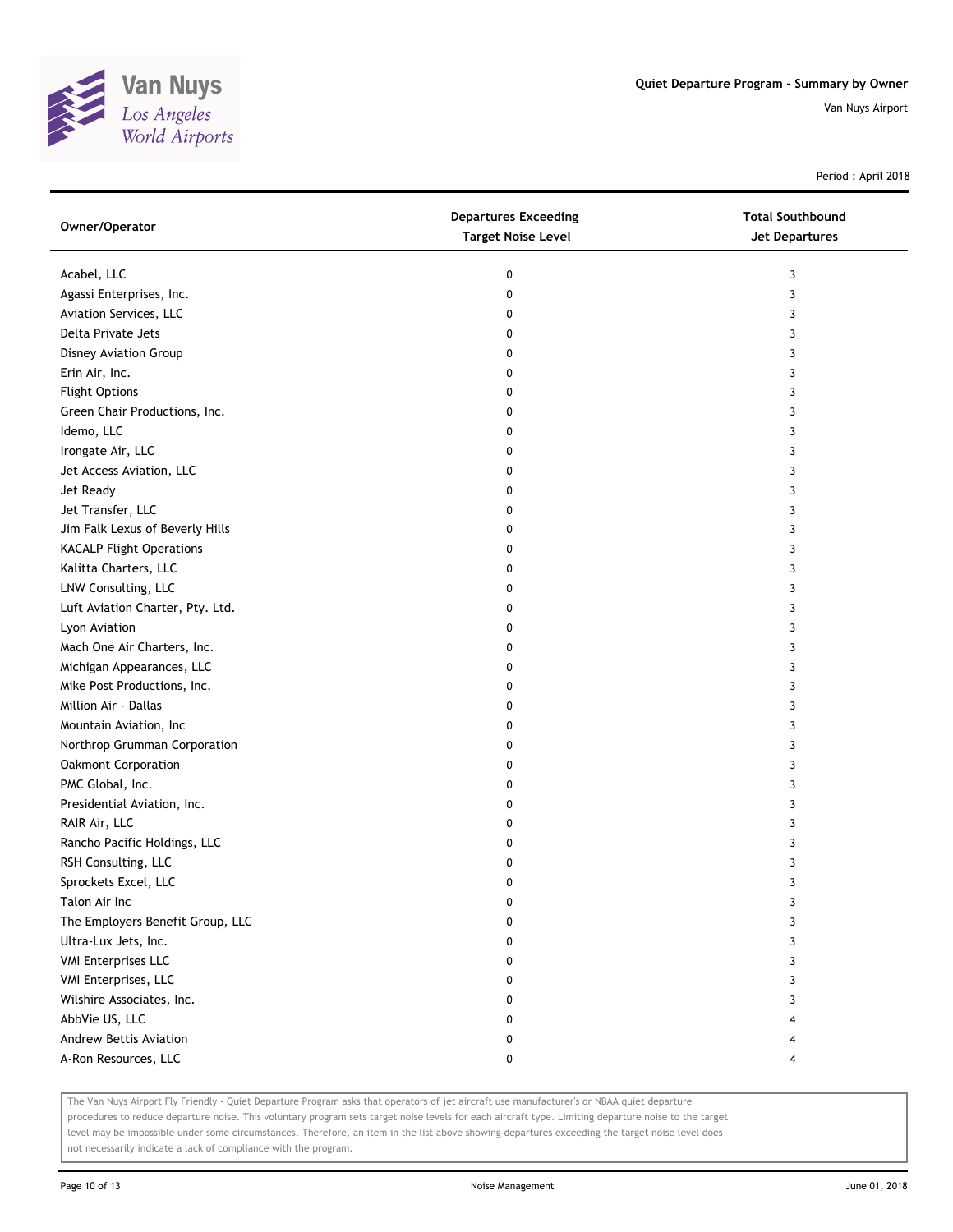# Quiet Departure Program - Summary by Owner

Van Nuys Airport

Period : April 2018

| Owner/Operator | Departures Exceeding Target Noise Level | Total Southbound Jet Departures |
| --- | --- | --- |
| Acabel, LLC | 0 | 3 |
| Agassi Enterprises, Inc. | 0 | 3 |
| Aviation Services, LLC | 0 | 3 |
| Delta Private Jets | 0 | 3 |
| Disney Aviation Group | 0 | 3 |
| Erin Air, Inc. | 0 | 3 |
| Flight Options | 0 | 3 |
| Green Chair Productions, Inc. | 0 | 3 |
| Idemo, LLC | 0 | 3 |
| Irongate Air, LLC | 0 | 3 |
| Jet Access Aviation, LLC | 0 | 3 |
| Jet Ready | 0 | 3 |
| Jet Transfer, LLC | 0 | 3 |
| Jim Falk Lexus of Beverly Hills | 0 | 3 |
| KACALP Flight Operations | 0 | 3 |
| Kalitta Charters, LLC | 0 | 3 |
| LNW Consulting, LLC | 0 | 3 |
| Luft Aviation Charter, Pty. Ltd. | 0 | 3 |
| Lyon Aviation | 0 | 3 |
| Mach One Air Charters, Inc. | 0 | 3 |
| Michigan Appearances, LLC | 0 | 3 |
| Mike Post Productions, Inc. | 0 | 3 |
| Million Air - Dallas | 0 | 3 |
| Mountain Aviation, Inc | 0 | 3 |
| Northrop Grumman Corporation | 0 | 3 |
| Oakmont Corporation | 0 | 3 |
| PMC Global, Inc. | 0 | 3 |
| Presidential Aviation, Inc. | 0 | 3 |
| RAIR Air, LLC | 0 | 3 |
| Rancho Pacific Holdings, LLC | 0 | 3 |
| RSH Consulting, LLC | 0 | 3 |
| Sprockets Excel, LLC | 0 | 3 |
| Talon Air Inc | 0 | 3 |
| The Employers Benefit Group, LLC | 0 | 3 |
| Ultra-Lux Jets, Inc. | 0 | 3 |
| VMI Enterprises LLC | 0 | 3 |
| VMI Enterprises, LLC | 0 | 3 |
| Wilshire Associates, Inc. | 0 | 3 |
| AbbVie US, LLC | 0 | 4 |
| Andrew Bettis Aviation | 0 | 4 |
| A-Ron Resources, LLC | 0 | 4 |

The Van Nuys Airport Fly Friendly - Quiet Departure Program asks that operators of jet aircraft use manufacturer's or NBAA quiet departure procedures to reduce departure noise. This voluntary program sets target noise levels for each aircraft type. Limiting departure noise to the target level may be impossible under some circumstances. Therefore, an item in the list above showing departures exceeding the target noise level does not necessarily indicate a lack of compliance with the program.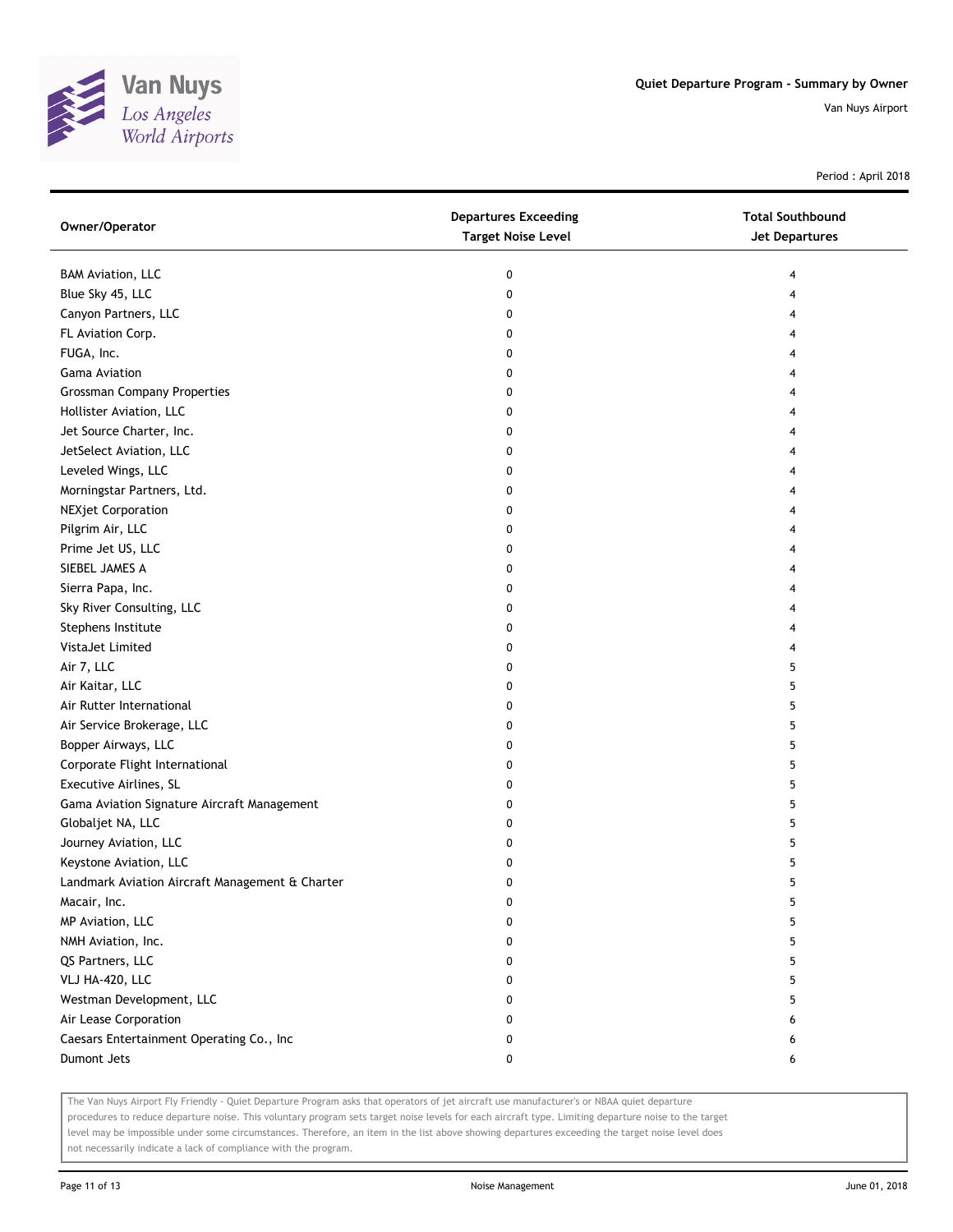Quiet Departure Program - Summary by Owner

Van Nuys Airport

Period : April 2018

| Owner/Operator | Departures Exceeding Target Noise Level | Total Southbound Jet Departures |
|---|---|---|
| BAM Aviation, LLC | 0 | 4 |
| Blue Sky 45, LLC | 0 | 4 |
| Canyon Partners, LLC | 0 | 4 |
| FL Aviation Corp. | 0 | 4 |
| FUGA, Inc. | 0 | 4 |
| Gama Aviation | 0 | 4 |
| Grossman Company Properties | 0 | 4 |
| Hollister Aviation, LLC | 0 | 4 |
| Jet Source Charter, Inc. | 0 | 4 |
| JetSelect Aviation, LLC | 0 | 4 |
| Leveled Wings, LLC | 0 | 4 |
| Morningstar Partners, Ltd. | 0 | 4 |
| NEXjet Corporation | 0 | 4 |
| Pilgrim Air, LLC | 0 | 4 |
| Prime Jet US, LLC | 0 | 4 |
| SIEBEL JAMES A | 0 | 4 |
| Sierra Papa, Inc. | 0 | 4 |
| Sky River Consulting, LLC | 0 | 4 |
| Stephens Institute | 0 | 4 |
| VistaJet Limited | 0 | 4 |
| Air 7, LLC | 0 | 5 |
| Air Kaitar, LLC | 0 | 5 |
| Air Rutter International | 0 | 5 |
| Air Service Brokerage, LLC | 0 | 5 |
| Bopper Airways, LLC | 0 | 5 |
| Corporate Flight International | 0 | 5 |
| Executive Airlines, SL | 0 | 5 |
| Gama Aviation Signature Aircraft Management | 0 | 5 |
| Globaljet NA, LLC | 0 | 5 |
| Journey Aviation, LLC | 0 | 5 |
| Keystone Aviation, LLC | 0 | 5 |
| Landmark Aviation Aircraft Management & Charter | 0 | 5 |
| Macair, Inc. | 0 | 5 |
| MP Aviation, LLC | 0 | 5 |
| NMH Aviation, Inc. | 0 | 5 |
| QS Partners, LLC | 0 | 5 |
| VLJ HA-420, LLC | 0 | 5 |
| Westman Development, LLC | 0 | 5 |
| Air Lease Corporation | 0 | 6 |
| Caesars Entertainment Operating Co., Inc | 0 | 6 |
| Dumont Jets | 0 | 6 |

The Van Nuys Airport Fly Friendly - Quiet Departure Program asks that operators of jet aircraft use manufacturer's or NBAA quiet departure procedures to reduce departure noise. This voluntary program sets target noise levels for each aircraft type. Limiting departure noise to the target level may be impossible under some circumstances. Therefore, an item in the list above showing departures exceeding the target noise level does not necessarily indicate a lack of compliance with the program.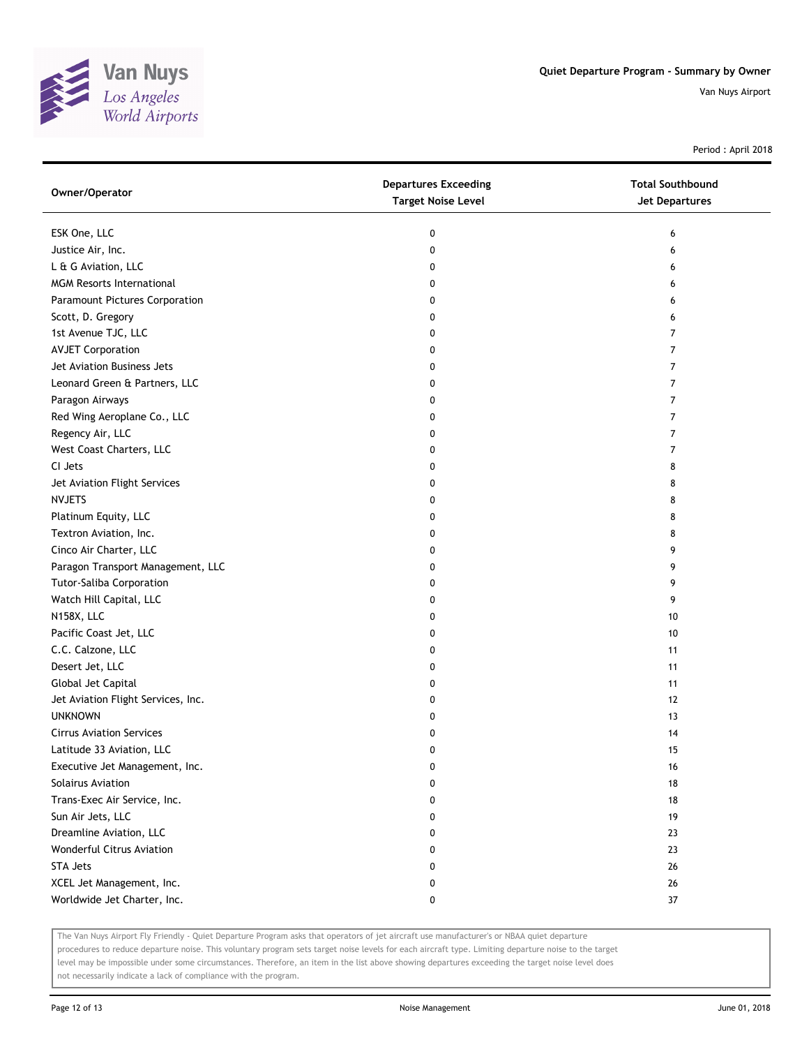# Quiet Departure Program - Summary by Owner

Van Nuys Airport

Period : April 2018

| Owner/Operator | Departures Exceeding Target Noise Level | Total Southbound Jet Departures |
|---|---|---|
| ESK One, LLC | 0 | 6 |
| Justice Air, Inc. | 0 | 6 |
| L & G Aviation, LLC | 0 | 6 |
| MGM Resorts International | 0 | 6 |
| Paramount Pictures Corporation | 0 | 6 |
| Scott, D. Gregory | 0 | 6 |
| 1st Avenue TJC, LLC | 0 | 7 |
| AVJET Corporation | 0 | 7 |
| Jet Aviation Business Jets | 0 | 7 |
| Leonard Green & Partners, LLC | 0 | 7 |
| Paragon Airways | 0 | 7 |
| Red Wing Aeroplane Co., LLC | 0 | 7 |
| Regency Air, LLC | 0 | 7 |
| West Coast Charters, LLC | 0 | 7 |
| CI Jets | 0 | 8 |
| Jet Aviation Flight Services | 0 | 8 |
| NVJETS | 0 | 8 |
| Platinum Equity, LLC | 0 | 8 |
| Textron Aviation, Inc. | 0 | 8 |
| Cinco Air Charter, LLC | 0 | 9 |
| Paragon Transport Management, LLC | 0 | 9 |
| Tutor-Saliba Corporation | 0 | 9 |
| Watch Hill Capital, LLC | 0 | 9 |
| N158X, LLC | 0 | 10 |
| Pacific Coast Jet, LLC | 0 | 10 |
| C.C. Calzone, LLC | 0 | 11 |
| Desert Jet, LLC | 0 | 11 |
| Global Jet Capital | 0 | 11 |
| Jet Aviation Flight Services, Inc. | 0 | 12 |
| UNKNOWN | 0 | 13 |
| Cirrus Aviation Services | 0 | 14 |
| Latitude 33 Aviation, LLC | 0 | 15 |
| Executive Jet Management, Inc. | 0 | 16 |
| Solairus Aviation | 0 | 18 |
| Trans-Exec Air Service, Inc. | 0 | 18 |
| Sun Air Jets, LLC | 0 | 19 |
| Dreamline Aviation, LLC | 0 | 23 |
| Wonderful Citrus Aviation | 0 | 23 |
| STA Jets | 0 | 26 |
| XCEL Jet Management, Inc. | 0 | 26 |
| Worldwide Jet Charter, Inc. | 0 | 37 |

The Van Nuys Airport Fly Friendly - Quiet Departure Program asks that operators of jet aircraft use manufacturer's or NBAA quiet departure procedures to reduce departure noise. This voluntary program sets target noise levels for each aircraft type. Limiting departure noise to the target level may be impossible under some circumstances. Therefore, an item in the list above showing departures exceeding the target noise level does not necessarily indicate a lack of compliance with the program.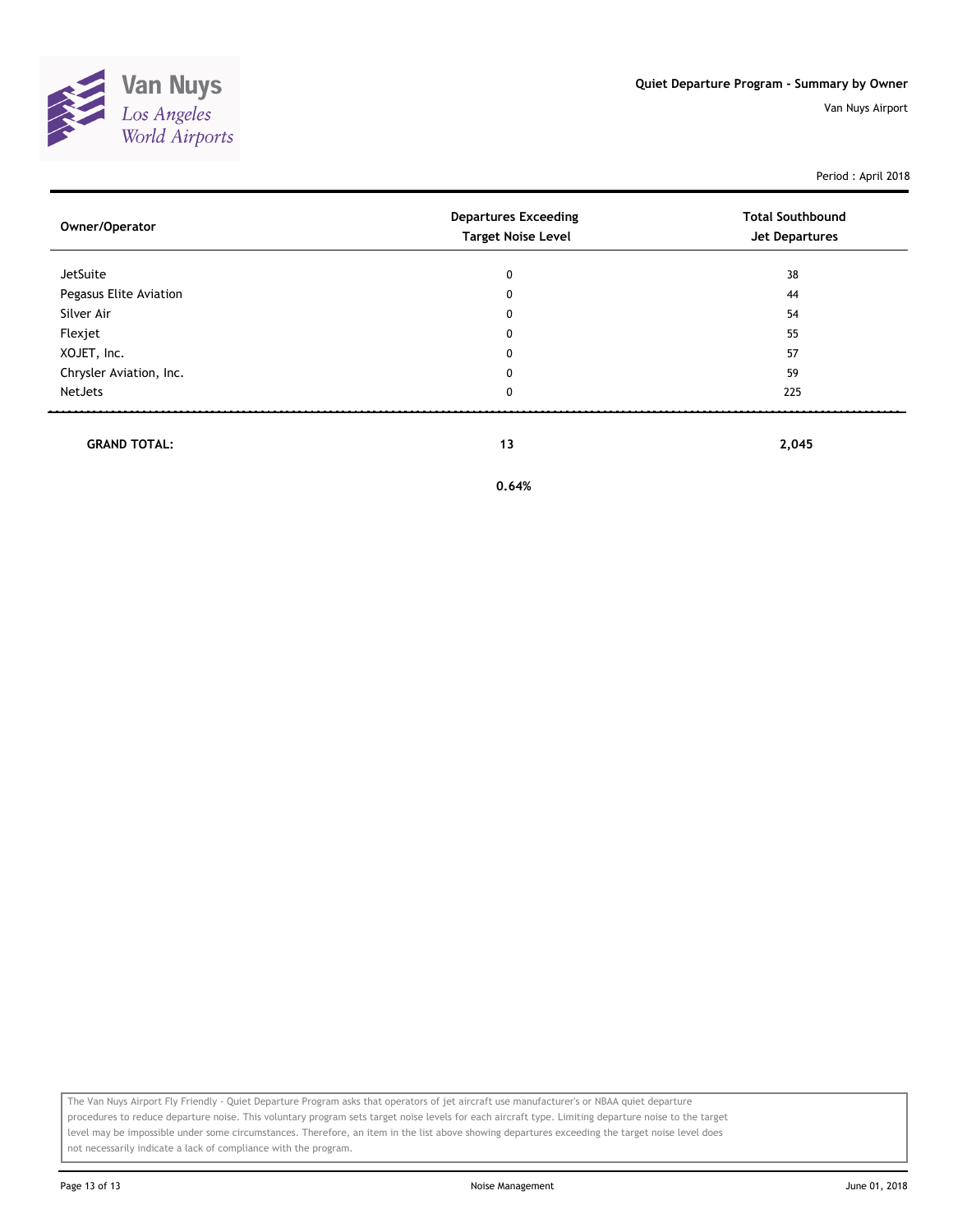# Quiet Departure Program - Summary by Owner

Van Nuys Airport

Period : April 2018

| Owner/Operator | Departures Exceeding Target Noise Level | Total Southbound Jet Departures |
|---|---|---|
| JetSuite | 0 | 38 |
| Pegasus Elite Aviation | 0 | 44 |
| Silver Air | 0 | 54 |
| Flexjet | 0 | 55 |
| XOJET, Inc. | 0 | 57 |
| Chrysler Aviation, Inc. | 0 | 59 |
| NetJets | 0 | 225 |
| **GRAND TOTAL:** | **13** | **2,045** |
| | **0.64%** | |

The Van Nuys Airport Fly Friendly - Quiet Departure Program asks that operators of jet aircraft use manufacturer's or NBAA quiet departure procedures to reduce departure noise. This voluntary program sets target noise levels for each aircraft type. Limiting departure noise to the target level may be impossible under some circumstances. Therefore, an item in the list above showing departures exceeding the target noise level does not necessarily indicate a lack of compliance with the program.